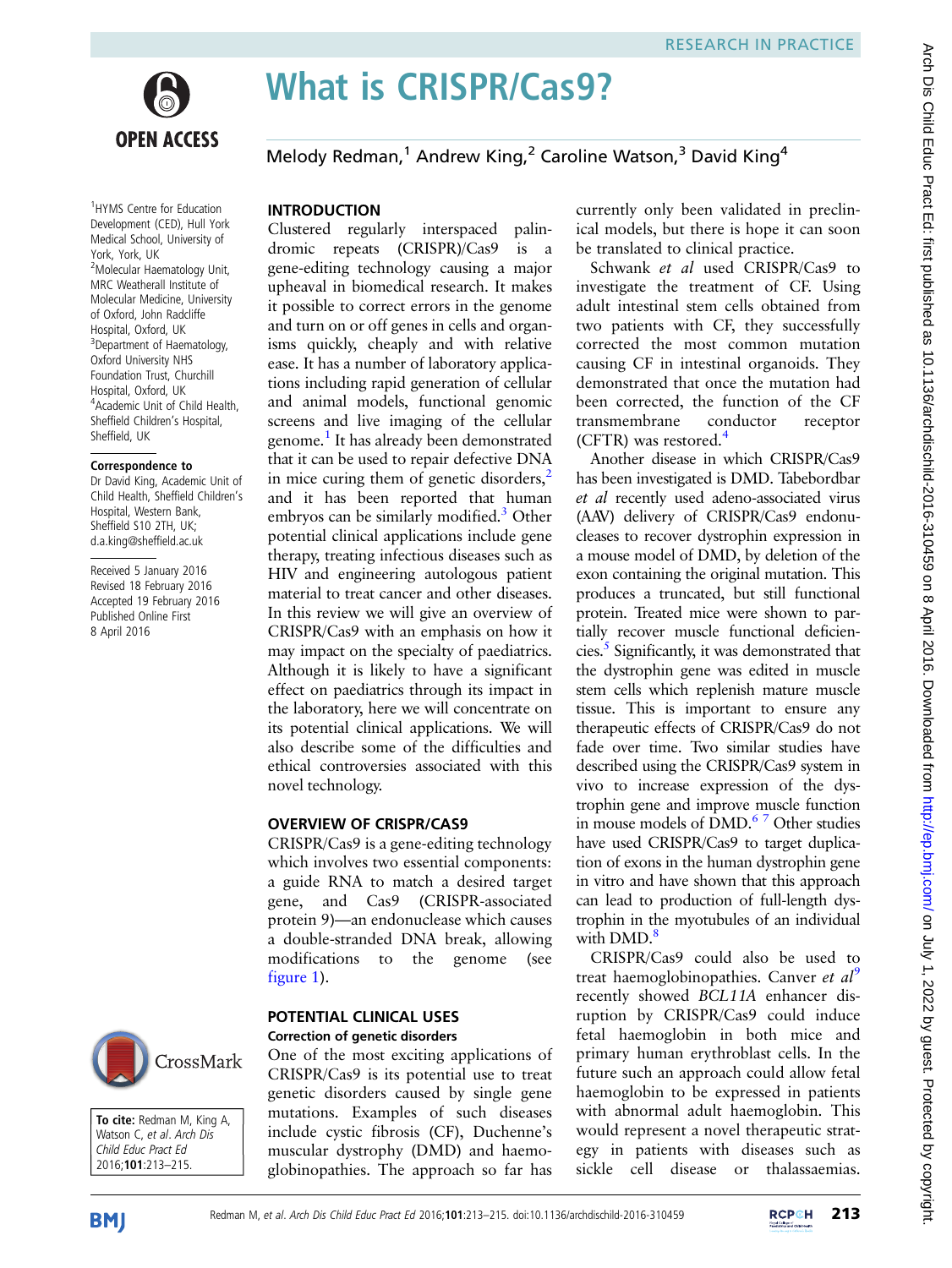# What is CRISPR/Cas9?

Melody Redman,[1] Andrew King,[2] Caroline Watson,[3] David King[4]

[1]HYMS Centre for Education Development (CED), Hull York Medical School, University of York, York, UK
[2]Molecular Haematology Unit, MRC Weatherall Institute of Molecular Medicine, University of Oxford, John Radcliffe Hospital, Oxford, UK
[3]Department of Haematology, Oxford University NHS Foundation Trust, Churchill Hospital, Oxford, UK
[4]Academic Unit of Child Health, Sheffield Children's Hospital, Sheffield, UK

**Correspondence to**
Dr David King, Academic Unit of Child Health, Sheffield Children's Hospital, Western Bank, Sheffield S10 2TH, UK; d.a.king@sheffield.ac.uk

Received 5 January 2016
Revised 18 February 2016
Accepted 19 February 2016
Published Online First 8 April 2016

**To cite:** Redman M, King A, Watson C, *et al*. *Arch Dis Child Educ Pract Ed* 2016;**101**:213–215.

## INTRODUCTION

Clustered regularly interspaced palindromic repeats (CRISPR)/Cas9 is a gene-editing technology causing a major upheaval in biomedical research. It makes it possible to correct errors in the genome and turn on or off genes in cells and organisms quickly, cheaply and with relative ease. It has a number of laboratory applications including rapid generation of cellular and animal models, functional genomic screens and live imaging of the cellular genome.[1] It has already been demonstrated that it can be used to repair defective DNA in mice curing them of genetic disorders,[2] and it has been reported that human embryos can be similarly modified.[3] Other potential clinical applications include gene therapy, treating infectious diseases such as HIV and engineering autologous patient material to treat cancer and other diseases. In this review we will give an overview of CRISPR/Cas9 with an emphasis on how it may impact on the specialty of paediatrics. Although it is likely to have a significant effect on paediatrics through its impact in the laboratory, here we will concentrate on its potential clinical applications. We will also describe some of the difficulties and ethical controversies associated with this novel technology.

## OVERVIEW OF CRISPR/CAS9

CRISPR/Cas9 is a gene-editing technology which involves two essential components: a guide RNA to match a desired target gene, and Cas9 (CRISPR-associated protein 9)—an endonuclease which causes a double-stranded DNA break, allowing modifications to the genome (see figure 1).

## POTENTIAL CLINICAL USES

### Correction of genetic disorders

One of the most exciting applications of CRISPR/Cas9 is its potential use to treat genetic disorders caused by single gene mutations. Examples of such diseases include cystic fibrosis (CF), Duchenne's muscular dystrophy (DMD) and haemoglobinopathies. The approach so far has currently only been validated in preclinical models, but there is hope it can soon be translated to clinical practice.

Schwank *et al* used CRISPR/Cas9 to investigate the treatment of CF. Using adult intestinal stem cells obtained from two patients with CF, they successfully corrected the most common mutation causing CF in intestinal organoids. They demonstrated that once the mutation had been corrected, the function of the CF transmembrane conductor receptor (CFTR) was restored.[4]

Another disease in which CRISPR/Cas9 has been investigated is DMD. Tabebordbar *et al* recently used adeno-associated virus (AAV) delivery of CRISPR/Cas9 endonucleases to recover dystrophin expression in a mouse model of DMD, by deletion of the exon containing the original mutation. This produces a truncated, but still functional protein. Treated mice were shown to partially recover muscle functional deficiencies.[5] Significantly, it was demonstrated that the dystrophin gene was edited in muscle stem cells which replenish mature muscle tissue. This is important to ensure any therapeutic effects of CRISPR/Cas9 do not fade over time. Two similar studies have described using the CRISPR/Cas9 system in vivo to increase expression of the dystrophin gene and improve muscle function in mouse models of DMD.[6,7] Other studies have used CRISPR/Cas9 to target duplication of exons in the human dystrophin gene in vitro and have shown that this approach can lead to production of full-length dystrophin in the myotubules of an individual with DMD.[8]

CRISPR/Cas9 could also be used to treat haemoglobinopathies. Canver *et al*[9] recently showed *BCL11A* enhancer disruption by CRISPR/Cas9 could induce fetal haemoglobin in both mice and primary human erythroblast cells. In the future such an approach could allow fetal haemoglobin to be expressed in patients with abnormal adult haemoglobin. This would represent a novel therapeutic strategy in patients with diseases such as sickle cell disease or thalassaemias.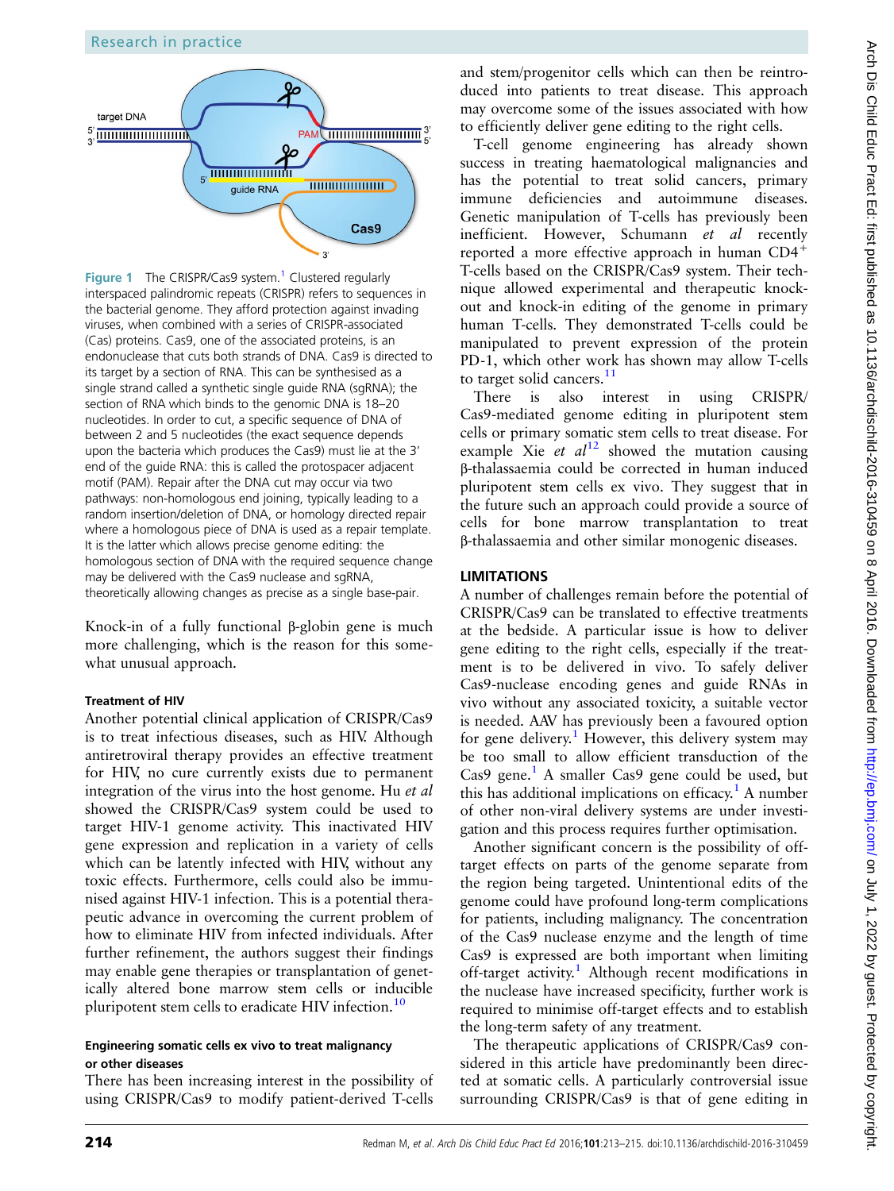Figure 1 The CRISPR/Cas9 system.[1] Clustered regularly interspaced palindromic repeats (CRISPR) refers to sequences in the bacterial genome. They afford protection against invading viruses, when combined with a series of CRISPR-associated (Cas) proteins. Cas9, one of the associated proteins, is an endonuclease that cuts both strands of DNA. Cas9 is directed to its target by a section of RNA. This can be synthesised as a single strand called a synthetic single guide RNA (sgRNA); the section of RNA which binds to the genomic DNA is 18–20 nucleotides. In order to cut, a specific sequence of DNA of between 2 and 5 nucleotides (the exact sequence depends upon the bacteria which produces the Cas9) must lie at the 3′ end of the guide RNA: this is called the protospacer adjacent motif (PAM). Repair after the DNA cut may occur via two pathways: non-homologous end joining, typically leading to a random insertion/deletion of DNA, or homology directed repair where a homologous piece of DNA is used as a repair template. It is the latter which allows precise genome editing: the homologous section of DNA with the required sequence change may be delivered with the Cas9 nuclease and sgRNA, theoretically allowing changes as precise as a single base-pair.

Knock-in of a fully functional β-globin gene is much more challenging, which is the reason for this somewhat unusual approach.

#### Treatment of HIV

Another potential clinical application of CRISPR/Cas9 is to treat infectious diseases, such as HIV. Although antiretroviral therapy provides an effective treatment for HIV, no cure currently exists due to permanent integration of the virus into the host genome. Hu *et al* showed the CRISPR/Cas9 system could be used to target HIV-1 genome activity. This inactivated HIV gene expression and replication in a variety of cells which can be latently infected with HIV, without any toxic effects. Furthermore, cells could also be immunised against HIV-1 infection. This is a potential therapeutic advance in overcoming the current problem of how to eliminate HIV from infected individuals. After further refinement, the authors suggest their findings may enable gene therapies or transplantation of genetically altered bone marrow stem cells or inducible pluripotent stem cells to eradicate HIV infection.[10]

#### Engineering somatic cells ex vivo to treat malignancy or other diseases

There has been increasing interest in the possibility of using CRISPR/Cas9 to modify patient-derived T-cells and stem/progenitor cells which can then be reintroduced into patients to treat disease. This approach may overcome some of the issues associated with how to efficiently deliver gene editing to the right cells.

T-cell genome engineering has already shown success in treating haematological malignancies and has the potential to treat solid cancers, primary immune deficiencies and autoimmune diseases. Genetic manipulation of T-cells has previously been inefficient. However, Schumann *et al* recently reported a more effective approach in human $CD4^+$ T-cells based on the CRISPR/Cas9 system. Their technique allowed experimental and therapeutic knockout and knock-in editing of the genome in primary human T-cells. They demonstrated T-cells could be manipulated to prevent expression of the protein PD-1, which other work has shown may allow T-cells to target solid cancers.[11]

There is also interest in using CRISPR/Cas9-mediated genome editing in pluripotent stem cells or primary somatic stem cells to treat disease. For example Xie *et al*[12] showed the mutation causing β-thalassaemia could be corrected in human induced pluripotent stem cells ex vivo. They suggest that in the future such an approach could provide a source of cells for bone marrow transplantation to treat β-thalassaemia and other similar monogenic diseases.

## LIMITATIONS

A number of challenges remain before the potential of CRISPR/Cas9 can be translated to effective treatments at the bedside. A particular issue is how to deliver gene editing to the right cells, especially if the treatment is to be delivered in vivo. To safely deliver Cas9-nuclease encoding genes and guide RNAs in vivo without any associated toxicity, a suitable vector is needed. AAV has previously been a favoured option for gene delivery.[1] However, this delivery system may be too small to allow efficient transduction of the Cas9 gene.[1] A smaller Cas9 gene could be used, but this has additional implications on efficacy.[1] A number of other non-viral delivery systems are under investigation and this process requires further optimisation.

Another significant concern is the possibility of off-target effects on parts of the genome separate from the region being targeted. Unintentional edits of the genome could have profound long-term complications for patients, including malignancy. The concentration of the Cas9 nuclease enzyme and the length of time Cas9 is expressed are both important when limiting off-target activity.[1] Although recent modifications in the nuclease have increased specificity, further work is required to minimise off-target effects and to establish the long-term safety of any treatment.

The therapeutic applications of CRISPR/Cas9 considered in this article have predominantly been directed at somatic cells. A particularly controversial issue surrounding CRISPR/Cas9 is that of gene editing in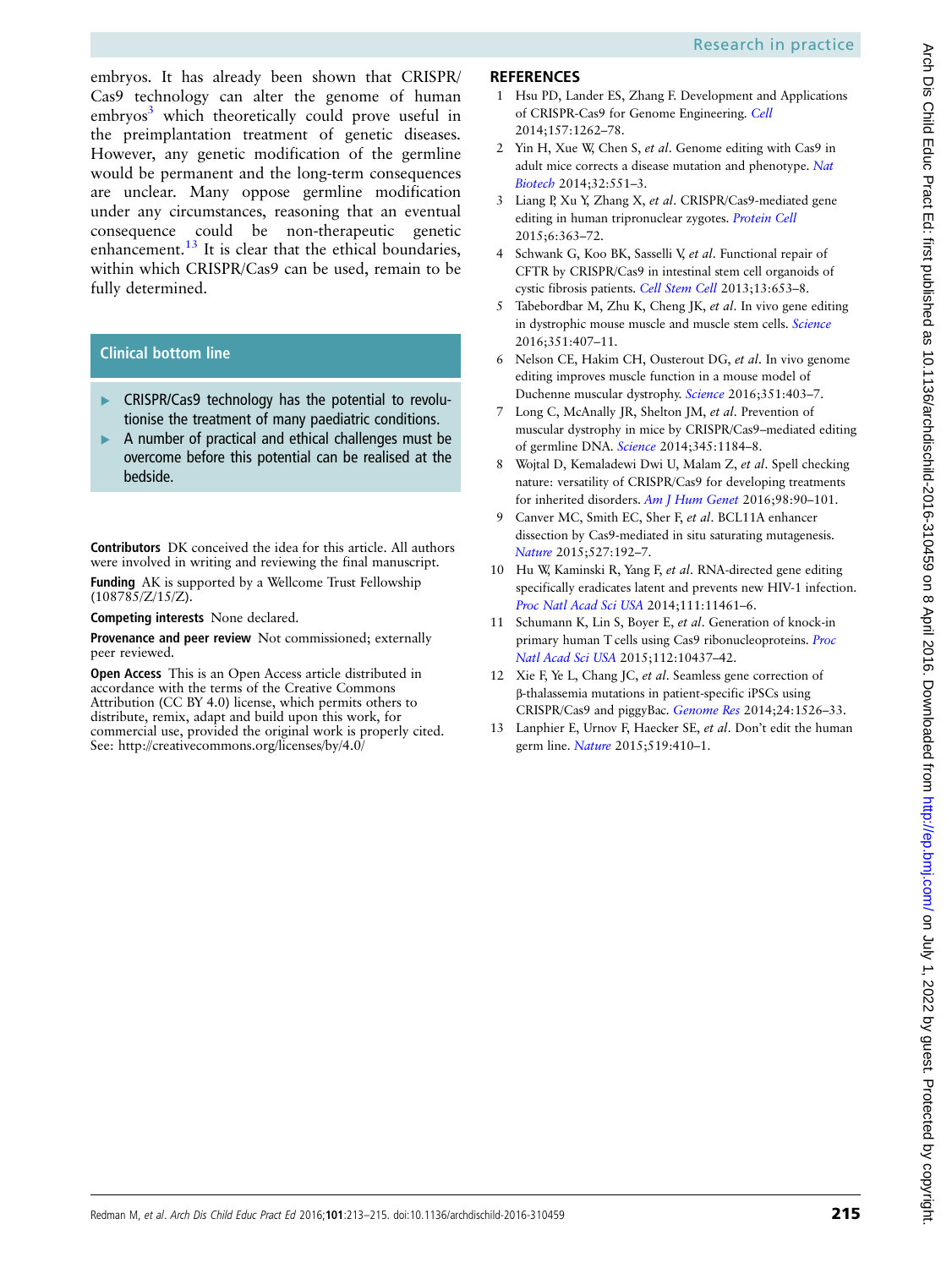embryos. It has already been shown that CRISPR/Cas9 technology can alter the genome of human embryos[3] which theoretically could prove useful in the preimplantation treatment of genetic diseases. However, any genetic modification of the germline would be permanent and the long-term consequences are unclear. Many oppose germline modification under any circumstances, reasoning that an eventual consequence could be non-therapeutic genetic enhancement.[13] It is clear that the ethical boundaries, within which CRISPR/Cas9 can be used, remain to be fully determined.

## Clinical bottom line

- CRISPR/Cas9 technology has the potential to revolutionise the treatment of many paediatric conditions.
- A number of practical and ethical challenges must be overcome before this potential can be realised at the bedside.

**Contributors** DK conceived the idea for this article. All authors were involved in writing and reviewing the final manuscript.

**Funding** AK is supported by a Wellcome Trust Fellowship (108785/Z/15/Z).

**Competing interests** None declared.

**Provenance and peer review** Not commissioned; externally peer reviewed.

**Open Access** This is an Open Access article distributed in accordance with the terms of the Creative Commons Attribution (CC BY 4.0) license, which permits others to distribute, remix, adapt and build upon this work, for commercial use, provided the original work is properly cited. See: http://creativecommons.org/licenses/by/4.0/

## REFERENCES

1. Hsu PD, Lander ES, Zhang F. Development and Applications of CRISPR-Cas9 for Genome Engineering. *Cell* 2014;157:1262–78.
2. Yin H, Xue W, Chen S, *et al*. Genome editing with Cas9 in adult mice corrects a disease mutation and phenotype. *Nat Biotech* 2014;32:551–3.
3. Liang P, Xu Y, Zhang X, *et al*. CRISPR/Cas9-mediated gene editing in human tripronuclear zygotes. *Protein Cell* 2015;6:363–72.
4. Schwank G, Koo BK, Sasselli V, *et al*. Functional repair of CFTR by CRISPR/Cas9 in intestinal stem cell organoids of cystic fibrosis patients. *Cell Stem Cell* 2013;13:653–8.
5. Tabebordbar M, Zhu K, Cheng JK, *et al*. In vivo gene editing in dystrophic mouse muscle and muscle stem cells. *Science* 2016;351:407–11.
6. Nelson CE, Hakim CH, Ousterout DG, *et al*. In vivo genome editing improves muscle function in a mouse model of Duchenne muscular dystrophy. *Science* 2016;351:403–7.
7. Long C, McAnally JR, Shelton JM, *et al*. Prevention of muscular dystrophy in mice by CRISPR/Cas9–mediated editing of germline DNA. *Science* 2014;345:1184–8.
8. Wojtal D, Kemaladewi Dwi U, Malam Z, *et al*. Spell checking nature: versatility of CRISPR/Cas9 for developing treatments for inherited disorders. *Am J Hum Genet* 2016;98:90–101.
9. Canver MC, Smith EC, Sher F, *et al*. BCL11A enhancer dissection by Cas9-mediated in situ saturating mutagenesis. *Nature* 2015;527:192–7.
10. Hu W, Kaminski R, Yang F, *et al*. RNA-directed gene editing specifically eradicates latent and prevents new HIV-1 infection. *Proc Natl Acad Sci USA* 2014;111:11461–6.
11. Schumann K, Lin S, Boyer E, *et al*. Generation of knock-in primary human T cells using Cas9 ribonucleoproteins. *Proc Natl Acad Sci USA* 2015;112:10437–42.
12. Xie F, Ye L, Chang JC, *et al*. Seamless gene correction of β-thalassemia mutations in patient-specific iPSCs using CRISPR/Cas9 and piggyBac. *Genome Res* 2014;24:1526–33.
13. Lanphier E, Urnov F, Haecker SE, *et al*. Don't edit the human germ line. *Nature* 2015;519:410–1.